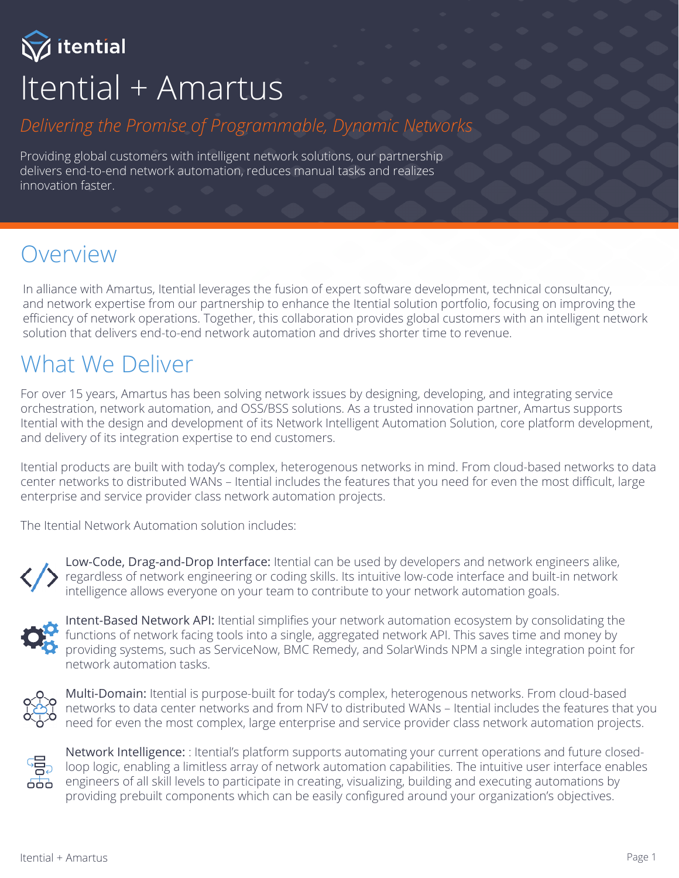# Itential + Amartus

*Delivering the Promise of Programmable, Dynamic Networks*

Providing global customers with intelligent network solutions, our partnership delivers end-to-end network automation, reduces manual tasks and realizes innovation faster.

## Overview

In alliance with Amartus, Itential leverages the fusion of expert software development, technical consultancy, and network expertise from our partnership to enhance the Itential solution portfolio, focusing on improving the efficiency of network operations. Together, this collaboration provides global customers with an intelligent network solution that delivers end-to-end network automation and drives shorter time to revenue.

## What We Deliver

For over 15 years, Amartus has been solving network issues by designing, developing, and integrating service orchestration, network automation, and OSS/BSS solutions. As a trusted innovation partner, Amartus supports Itential with the design and development of its Network Intelligent Automation Solution, core platform development, and delivery of its integration expertise to end customers.

Itential products are built with today's complex, heterogenous networks in mind. From cloud-based networks to data center networks to distributed WANs – Itential includes the features that you need for even the most difficult, large enterprise and service provider class network automation projects.

The Itential Network Automation solution includes:

**Low-Code, Drag-and-Drop Interface:** Itential can be used by developers and network engineers alike, regardless of network engineering or coding skills. Its intuitive low-code interface and built-in network intelligence allows everyone on your team to contribute to your network automation goals.

**Intent-Based Network API:** Itential simplifies your network automation ecosystem by consolidating the functions of network facing tools into a single, aggregated network API. This saves time and money by providing systems, such as ServiceNow, BMC Remedy, and SolarWinds NPM a single integration point for network automation tasks.

**Multi-Domain:** Itential is purpose-built for today's complex, heterogenous networks. From cloud-based networks to data center networks and from NFV to distributed WANs – Itential includes the features that you need for even the most complex, large enterprise and service provider class network automation projects.

**Network Intelligence:** : Itential's platform supports automating your current operations and future closed-loop logic, enabling a limitless array of network automation capabilities. The intuitive user interface enables engineers of all skill levels to participate in creating, visualizing, building and executing automations by providing prebuilt components which can be easily configured around your organization's objectives.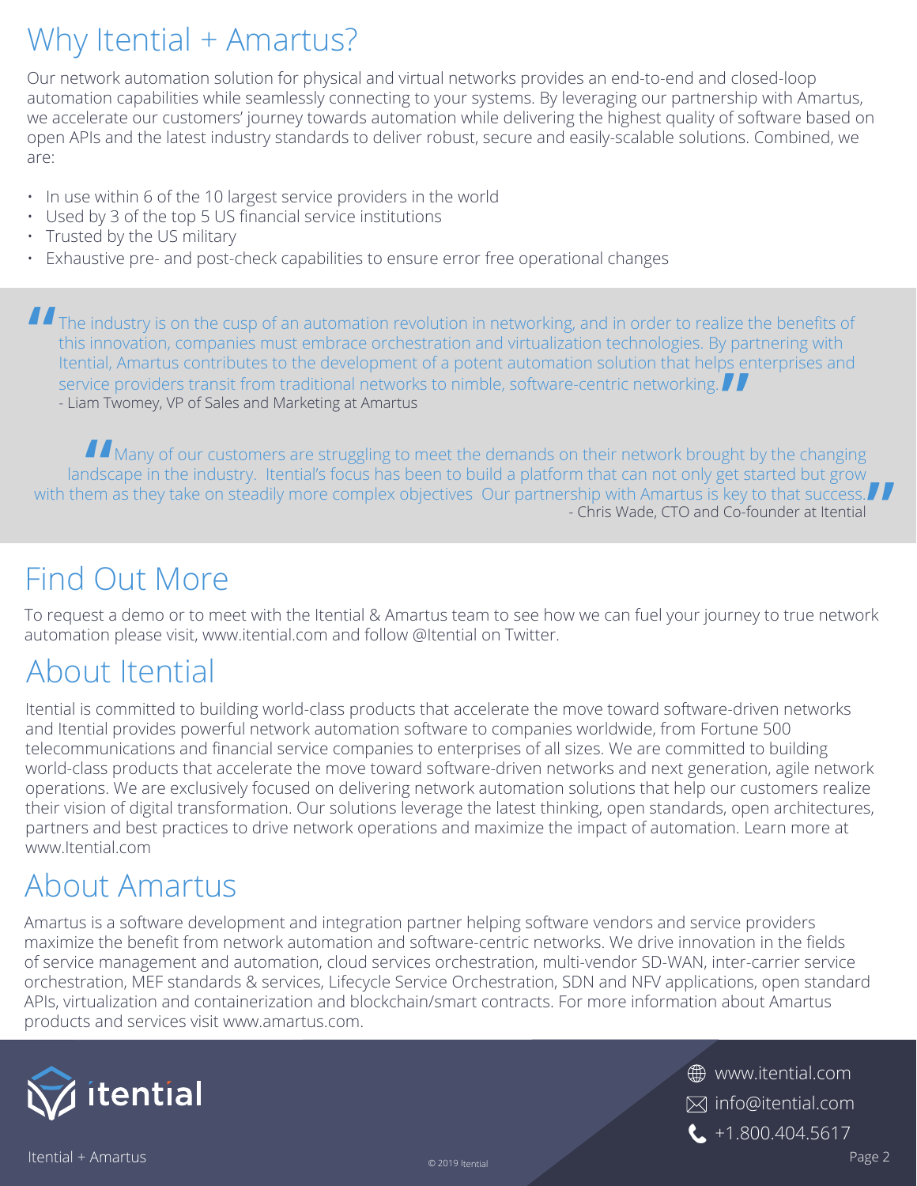# Why Itential + Amartus?

Our network automation solution for physical and virtual networks provides an end-to-end and closed-loop automation capabilities while seamlessly connecting to your systems. By leveraging our partnership with Amartus, we accelerate our customers' journey towards automation while delivering the highest quality of software based on open APIs and the latest industry standards to deliver robust, secure and easily-scalable solutions. Combined, we are:

- In use within 6 of the 10 largest service providers in the world
- Used by 3 of the top 5 US financial service institutions
- Trusted by the US military
- Exhaustive pre- and post-check capabilities to ensure error free operational changes

> "The industry is on the cusp of an automation revolution in networking, and in order to realize the benefits of this innovation, companies must embrace orchestration and virtualization technologies. By partnering with Itential, Amartus contributes to the development of a potent automation solution that helps enterprises and service providers transit from traditional networks to nimble, software-centric networking."
>
> \- Liam Twomey, VP of Sales and Marketing at Amartus

> "Many of our customers are struggling to meet the demands on their network brought by the changing landscape in the industry. Itential's focus has been to build a platform that can not only get started but grow with them as they take on steadily more complex objectives Our partnership with Amartus is key to that success."
>
> \- Chris Wade, CTO and Co-founder at Itential

# Find Out More

To request a demo or to meet with the Itential & Amartus team to see how we can fuel your journey to true network automation please visit, www.itential.com and follow @Itential on Twitter.

# About Itential

Itential is committed to building world-class products that accelerate the move toward software-driven networks and Itential provides powerful network automation software to companies worldwide, from Fortune 500 telecommunications and financial service companies to enterprises of all sizes. We are committed to building world-class products that accelerate the move toward software-driven networks and next generation, agile network operations. We are exclusively focused on delivering network automation solutions that help our customers realize their vision of digital transformation. Our solutions leverage the latest thinking, open standards, open architectures, partners and best practices to drive network operations and maximize the impact of automation. Learn more at www.Itential.com

# About Amartus

Amartus is a software development and integration partner helping software vendors and service providers maximize the benefit from network automation and software-centric networks. We drive innovation in the fields of service management and automation, cloud services orchestration, multi-vendor SD-WAN, inter-carrier service orchestration, MEF standards & services, Lifecycle Service Orchestration, SDN and NFV applications, open standard APIs, virtualization and containerization and blockchain/smart contracts. For more information about Amartus products and services visit www.amartus.com.

itential

www.itential.com
info@itential.com
+1.800.404.5617

© 2019 Itential